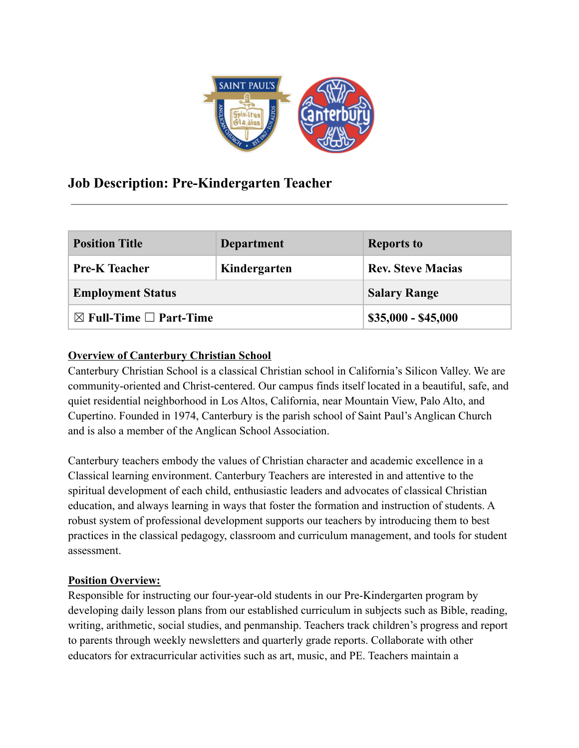# Job Description: Pre-Kindergarten Teacher

---

| Position Title | Department | Reports to |
|---|---|---|
| **Pre-K Teacher** | **Kindergarten** | **Rev. Steve Macias** |
| **Employment Status** | | **Salary Range** |
| **☒ Full-Time ☐ Part-Time** | | **$35,000 - $45,000** |

**<u>Overview of Canterbury Christian School</u>**

Canterbury Christian School is a classical Christian school in California's Silicon Valley. We are community-oriented and Christ-centered. Our campus finds itself located in a beautiful, safe, and quiet residential neighborhood in Los Altos, California, near Mountain View, Palo Alto, and Cupertino. Founded in 1974, Canterbury is the parish school of Saint Paul's Anglican Church and is also a member of the Anglican School Association.

Canterbury teachers embody the values of Christian character and academic excellence in a Classical learning environment. Canterbury Teachers are interested in and attentive to the spiritual development of each child, enthusiastic leaders and advocates of classical Christian education, and always learning in ways that foster the formation and instruction of students. A robust system of professional development supports our teachers by introducing them to best practices in the classical pedagogy, classroom and curriculum management, and tools for student assessment.

**<u>Position Overview:</u>**

Responsible for instructing our four-year-old students in our Pre-Kindergarten program by developing daily lesson plans from our established curriculum in subjects such as Bible, reading, writing, arithmetic, social studies, and penmanship. Teachers track children's progress and report to parents through weekly newsletters and quarterly grade reports. Collaborate with other educators for extracurricular activities such as art, music, and PE. Teachers maintain a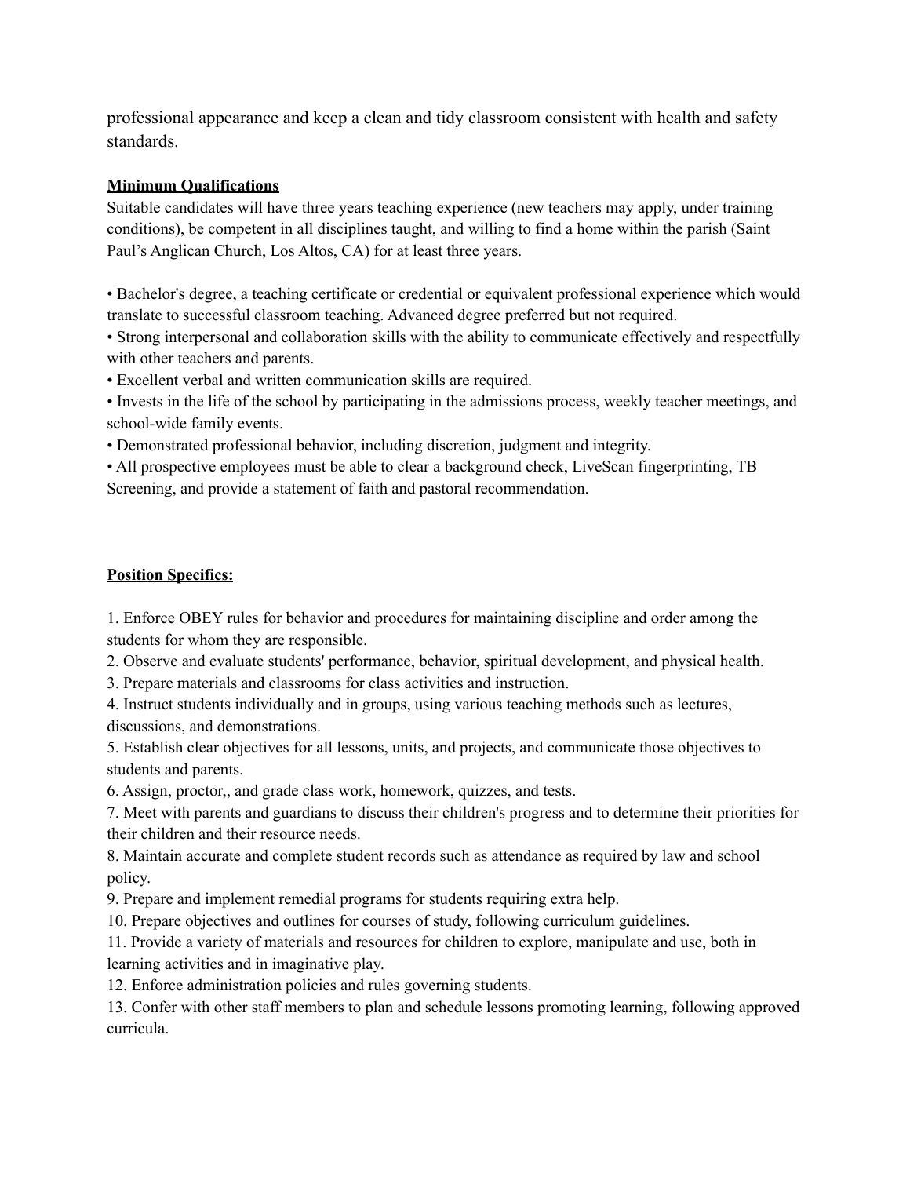professional appearance and keep a clean and tidy classroom consistent with health and safety standards.

**Minimum Qualifications**

Suitable candidates will have three years teaching experience (new teachers may apply, under training conditions), be competent in all disciplines taught, and willing to find a home within the parish (Saint Paul's Anglican Church, Los Altos, CA) for at least three years.

- Bachelor's degree, a teaching certificate or credential or equivalent professional experience which would translate to successful classroom teaching. Advanced degree preferred but not required.
- Strong interpersonal and collaboration skills with the ability to communicate effectively and respectfully with other teachers and parents.
- Excellent verbal and written communication skills are required.
- Invests in the life of the school by participating in the admissions process, weekly teacher meetings, and school-wide family events.
- Demonstrated professional behavior, including discretion, judgment and integrity.
- All prospective employees must be able to clear a background check, LiveScan fingerprinting, TB Screening, and provide a statement of faith and pastoral recommendation.

**Position Specifics:**

1. Enforce OBEY rules for behavior and procedures for maintaining discipline and order among the students for whom they are responsible.
2. Observe and evaluate students' performance, behavior, spiritual development, and physical health.
3. Prepare materials and classrooms for class activities and instruction.
4. Instruct students individually and in groups, using various teaching methods such as lectures, discussions, and demonstrations.
5. Establish clear objectives for all lessons, units, and projects, and communicate those objectives to students and parents.
6. Assign, proctor,, and grade class work, homework, quizzes, and tests.
7. Meet with parents and guardians to discuss their children's progress and to determine their priorities for their children and their resource needs.
8. Maintain accurate and complete student records such as attendance as required by law and school policy.
9. Prepare and implement remedial programs for students requiring extra help.
10. Prepare objectives and outlines for courses of study, following curriculum guidelines.
11. Provide a variety of materials and resources for children to explore, manipulate and use, both in learning activities and in imaginative play.
12. Enforce administration policies and rules governing students.
13. Confer with other staff members to plan and schedule lessons promoting learning, following approved curricula.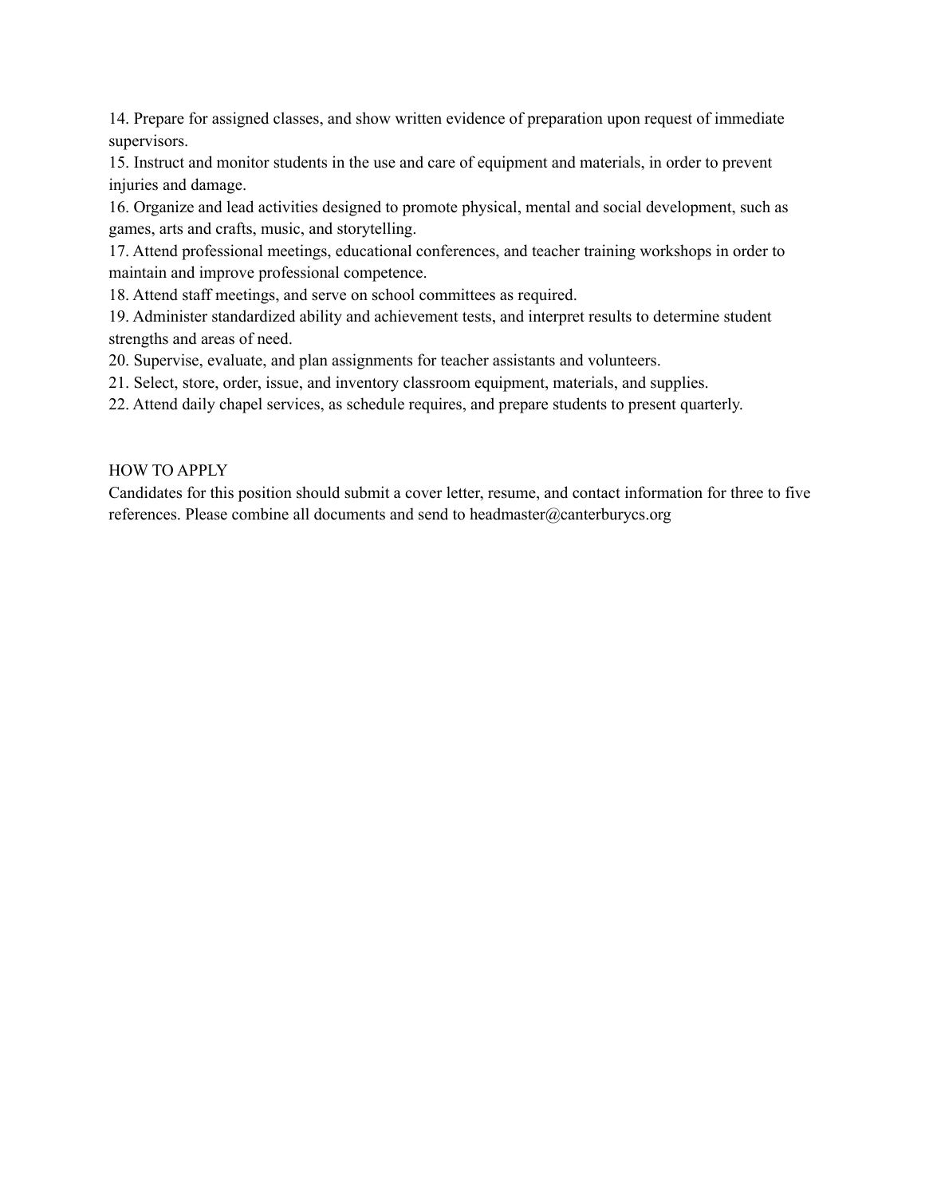14. Prepare for assigned classes, and show written evidence of preparation upon request of immediate supervisors.
15. Instruct and monitor students in the use and care of equipment and materials, in order to prevent injuries and damage.
16. Organize and lead activities designed to promote physical, mental and social development, such as games, arts and crafts, music, and storytelling.
17. Attend professional meetings, educational conferences, and teacher training workshops in order to maintain and improve professional competence.
18. Attend staff meetings, and serve on school committees as required.
19. Administer standardized ability and achievement tests, and interpret results to determine student strengths and areas of need.
20. Supervise, evaluate, and plan assignments for teacher assistants and volunteers.
21. Select, store, order, issue, and inventory classroom equipment, materials, and supplies.
22. Attend daily chapel services, as schedule requires, and prepare students to present quarterly.

HOW TO APPLY

Candidates for this position should submit a cover letter, resume, and contact information for three to five references. Please combine all documents and send to headmaster@canterburycs.org